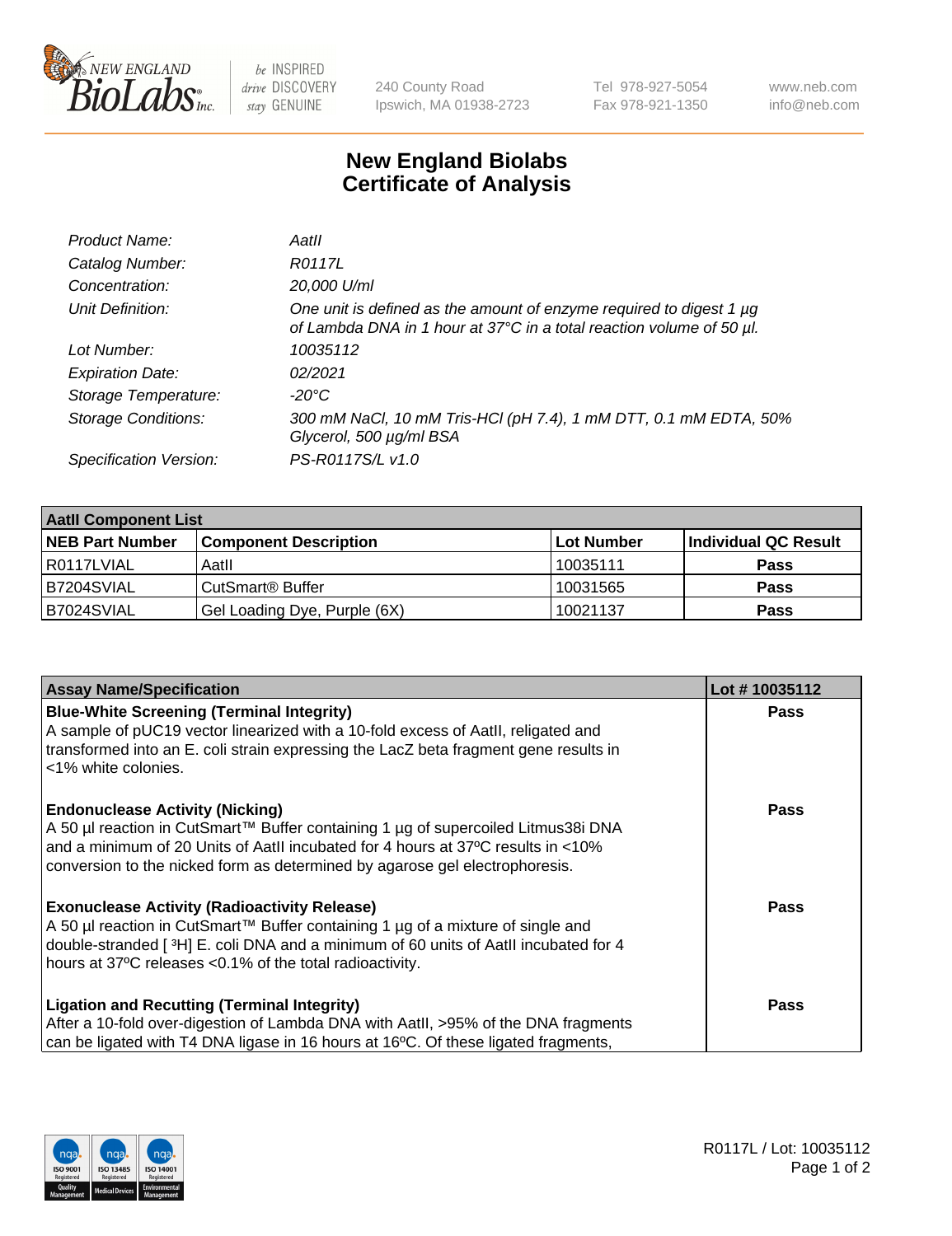# New England Biolabs Certificate of Analysis

| | |
|---|---|
| *Product Name:* | *AatII* |
| *Catalog Number:* | *R0117L* |
| *Concentration:* | *20,000 U/ml* |
| *Unit Definition:* | *One unit is defined as the amount of enzyme required to digest 1 µg of Lambda DNA in 1 hour at 37°C in a total reaction volume of 50 µl.* |
| *Lot Number:* | *10035112* |
| *Expiration Date:* | *02/2021* |
| *Storage Temperature:* | *-20°C* |
| *Storage Conditions:* | *300 mM NaCl, 10 mM Tris-HCl (pH 7.4), 1 mM DTT, 0.1 mM EDTA, 50% Glycerol, 500 µg/ml BSA* |
| *Specification Version:* | *PS-R0117S/L v1.0* |

| AatII Component List | | | |
|---|---|---|---|
| **NEB Part Number** | **Component Description** | **Lot Number** | **Individual QC Result** |
| R0117LVIAL | AatII | 10035111 | **Pass** |
| B7204SVIAL | CutSmart® Buffer | 10031565 | **Pass** |
| B7024SVIAL | Gel Loading Dye, Purple (6X) | 10021137 | **Pass** |

| Assay Name/Specification | Lot # 10035112 |
|---|---|
| **Blue-White Screening (Terminal Integrity)**<br>A sample of pUC19 vector linearized with a 10-fold excess of AatII, religated and transformed into an E. coli strain expressing the LacZ beta fragment gene results in <1% white colonies. | **Pass** |
| **Endonuclease Activity (Nicking)**<br>A 50 µl reaction in CutSmart™ Buffer containing 1 µg of supercoiled Litmus38i DNA and a minimum of 20 Units of AatII incubated for 4 hours at 37ºC results in <10% conversion to the nicked form as determined by agarose gel electrophoresis. | **Pass** |
| **Exonuclease Activity (Radioactivity Release)**<br>A 50 µl reaction in CutSmart™ Buffer containing 1 µg of a mixture of single and double-stranded [ $^{3}$H] E. coli DNA and a minimum of 60 units of AatII incubated for 4 hours at 37ºC releases <0.1% of the total radioactivity. | **Pass** |
| **Ligation and Recutting (Terminal Integrity)**<br>After a 10-fold over-digestion of Lambda DNA with AatII, >95% of the DNA fragments can be ligated with T4 DNA ligase in 16 hours at 16ºC. Of these ligated fragments, | **Pass** |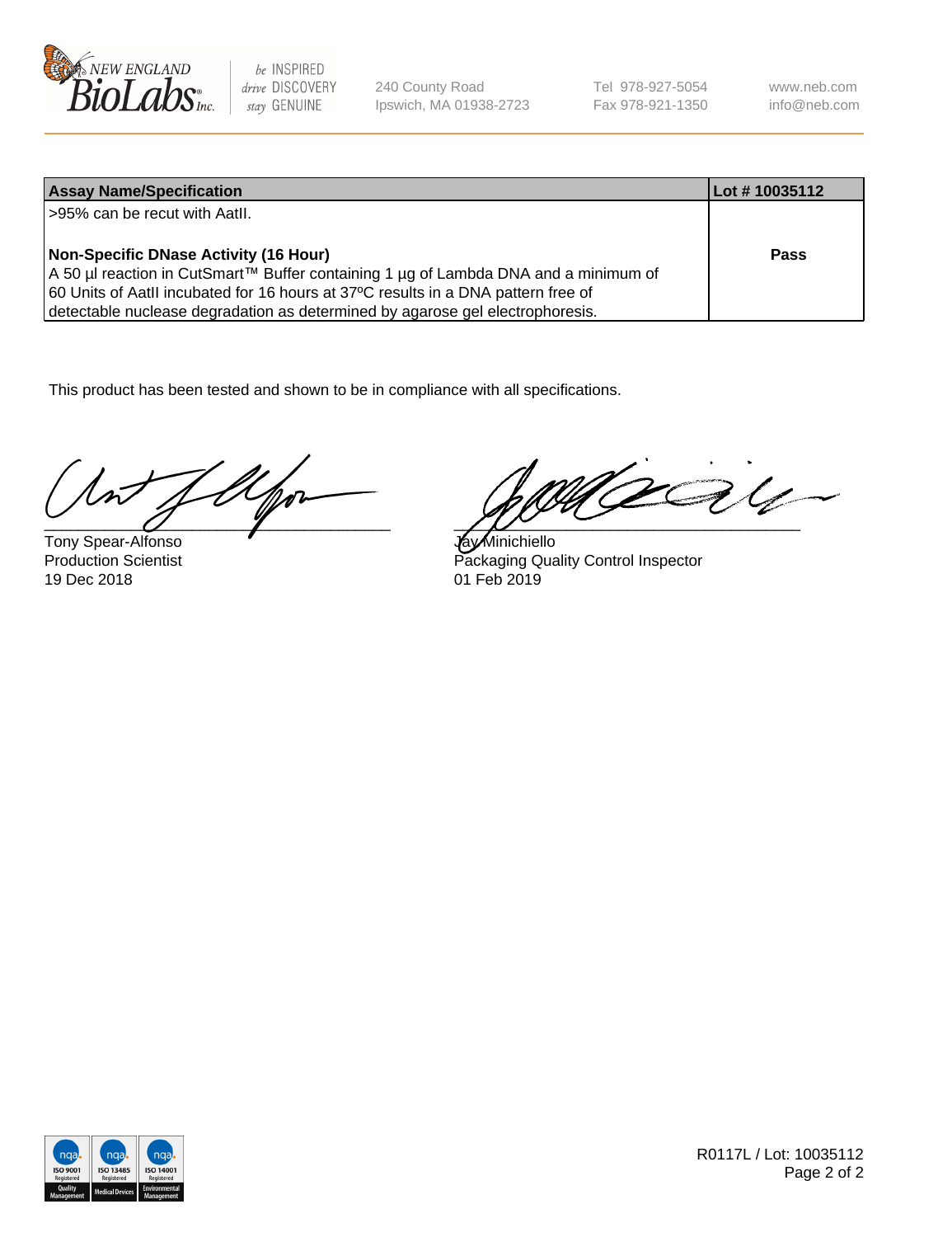240 County Road
Ipswich, MA 01938-2723

Tel 978-927-5054
Fax 978-921-1350

www.neb.com
info@neb.com

| Assay Name/Specification | Lot # 10035112 |
|---|---|
| >95% can be recut with AatII. | |
| **Non-Specific DNase Activity (16 Hour)**<br>A 50 µl reaction in CutSmart™ Buffer containing 1 µg of Lambda DNA and a minimum of 60 Units of AatII incubated for 16 hours at 37ºC results in a DNA pattern free of detectable nuclease degradation as determined by agarose gel electrophoresis. | **Pass** |

This product has been tested and shown to be in compliance with all specifications.

Tony Spear-Alfonso
Production Scientist
19 Dec 2018

Jay Minichiello
Packaging Quality Control Inspector
01 Feb 2019

R0117L / Lot: 10035112